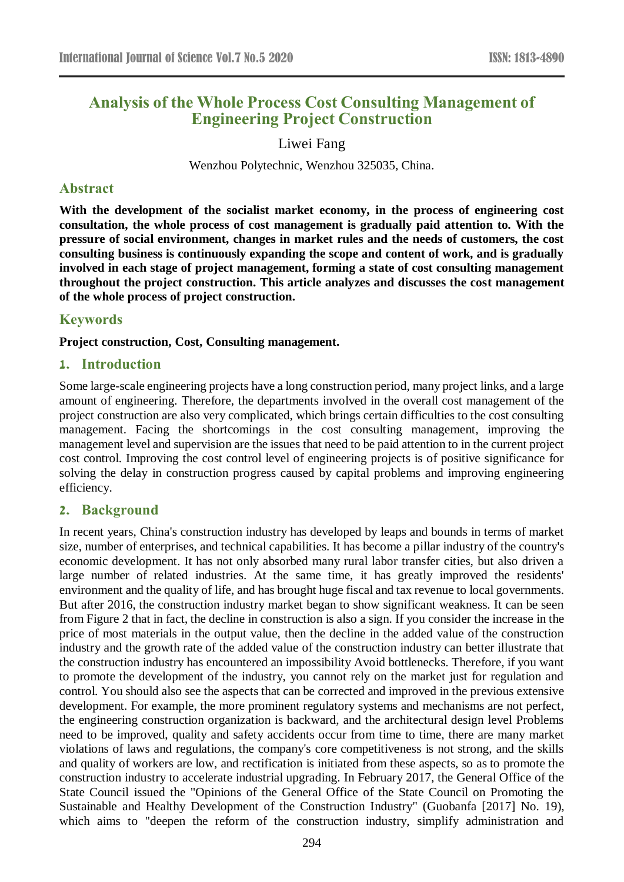# Analysis of the Whole Process Cost Consulting Management of Engineering Project Construction

Liwei Fang

Wenzhou Polytechnic, Wenzhou 325035, China.

## Abstract

**With the development of the socialist market economy, in the process of engineering cost consultation, the whole process of cost management is gradually paid attention to. With the pressure of social environment, changes in market rules and the needs of customers, the cost consulting business is continuously expanding the scope and content of work, and is gradually involved in each stage of project management, forming a state of cost consulting management throughout the project construction. This article analyzes and discusses the cost management of the whole process of project construction.**

## Keywords

**Project construction, Cost, Consulting management.**

## 1. Introduction

Some large-scale engineering projects have a long construction period, many project links, and a large amount of engineering. Therefore, the departments involved in the overall cost management of the project construction are also very complicated, which brings certain difficulties to the cost consulting management. Facing the shortcomings in the cost consulting management, improving the management level and supervision are the issues that need to be paid attention to in the current project cost control. Improving the cost control level of engineering projects is of positive significance for solving the delay in construction progress caused by capital problems and improving engineering efficiency.

## 2. Background

In recent years, China's construction industry has developed by leaps and bounds in terms of market size, number of enterprises, and technical capabilities. It has become a pillar industry of the country's economic development. It has not only absorbed many rural labor transfer cities, but also driven a large number of related industries. At the same time, it has greatly improved the residents' environment and the quality of life, and has brought huge fiscal and tax revenue to local governments. But after 2016, the construction industry market began to show significant weakness. It can be seen from Figure 2 that in fact, the decline in construction is also a sign. If you consider the increase in the price of most materials in the output value, then the decline in the added value of the construction industry and the growth rate of the added value of the construction industry can better illustrate that the construction industry has encountered an impossibility Avoid bottlenecks. Therefore, if you want to promote the development of the industry, you cannot rely on the market just for regulation and control. You should also see the aspects that can be corrected and improved in the previous extensive development. For example, the more prominent regulatory systems and mechanisms are not perfect, the engineering construction organization is backward, and the architectural design level Problems need to be improved, quality and safety accidents occur from time to time, there are many market violations of laws and regulations, the company's core competitiveness is not strong, and the skills and quality of workers are low, and rectification is initiated from these aspects, so as to promote the construction industry to accelerate industrial upgrading. In February 2017, the General Office of the State Council issued the "Opinions of the General Office of the State Council on Promoting the Sustainable and Healthy Development of the Construction Industry" (Guobanfa [2017] No. 19), which aims to "deepen the reform of the construction industry, simplify administration and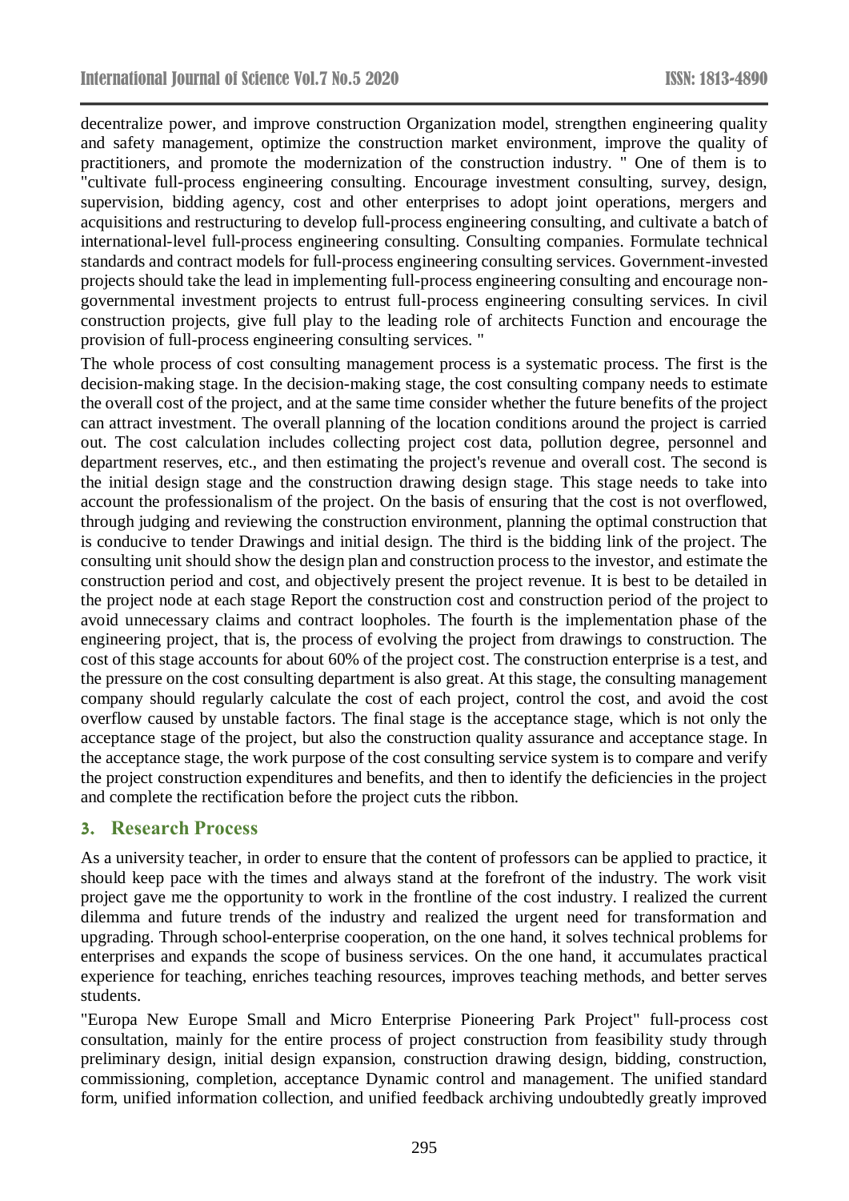decentralize power, and improve construction Organization model, strengthen engineering quality and safety management, optimize the construction market environment, improve the quality of practitioners, and promote the modernization of the construction industry. " One of them is to "cultivate full-process engineering consulting. Encourage investment consulting, survey, design, supervision, bidding agency, cost and other enterprises to adopt joint operations, mergers and acquisitions and restructuring to develop full-process engineering consulting, and cultivate a batch of international-level full-process engineering consulting. Consulting companies. Formulate technical standards and contract models for full-process engineering consulting services. Government-invested projects should take the lead in implementing full-process engineering consulting and encourage non-governmental investment projects to entrust full-process engineering consulting services. In civil construction projects, give full play to the leading role of architects Function and encourage the provision of full-process engineering consulting services. "

The whole process of cost consulting management process is a systematic process. The first is the decision-making stage. In the decision-making stage, the cost consulting company needs to estimate the overall cost of the project, and at the same time consider whether the future benefits of the project can attract investment. The overall planning of the location conditions around the project is carried out. The cost calculation includes collecting project cost data, pollution degree, personnel and department reserves, etc., and then estimating the project's revenue and overall cost. The second is the initial design stage and the construction drawing design stage. This stage needs to take into account the professionalism of the project. On the basis of ensuring that the cost is not overflowed, through judging and reviewing the construction environment, planning the optimal construction that is conducive to tender Drawings and initial design. The third is the bidding link of the project. The consulting unit should show the design plan and construction process to the investor, and estimate the construction period and cost, and objectively present the project revenue. It is best to be detailed in the project node at each stage Report the construction cost and construction period of the project to avoid unnecessary claims and contract loopholes. The fourth is the implementation phase of the engineering project, that is, the process of evolving the project from drawings to construction. The cost of this stage accounts for about 60% of the project cost. The construction enterprise is a test, and the pressure on the cost consulting department is also great. At this stage, the consulting management company should regularly calculate the cost of each project, control the cost, and avoid the cost overflow caused by unstable factors. The final stage is the acceptance stage, which is not only the acceptance stage of the project, but also the construction quality assurance and acceptance stage. In the acceptance stage, the work purpose of the cost consulting service system is to compare and verify the project construction expenditures and benefits, and then to identify the deficiencies in the project and complete the rectification before the project cuts the ribbon.

## 3. Research Process

As a university teacher, in order to ensure that the content of professors can be applied to practice, it should keep pace with the times and always stand at the forefront of the industry. The work visit project gave me the opportunity to work in the frontline of the cost industry. I realized the current dilemma and future trends of the industry and realized the urgent need for transformation and upgrading. Through school-enterprise cooperation, on the one hand, it solves technical problems for enterprises and expands the scope of business services. On the one hand, it accumulates practical experience for teaching, enriches teaching resources, improves teaching methods, and better serves students.

"Europa New Europe Small and Micro Enterprise Pioneering Park Project" full-process cost consultation, mainly for the entire process of project construction from feasibility study through preliminary design, initial design expansion, construction drawing design, bidding, construction, commissioning, completion, acceptance Dynamic control and management. The unified standard form, unified information collection, and unified feedback archiving undoubtedly greatly improved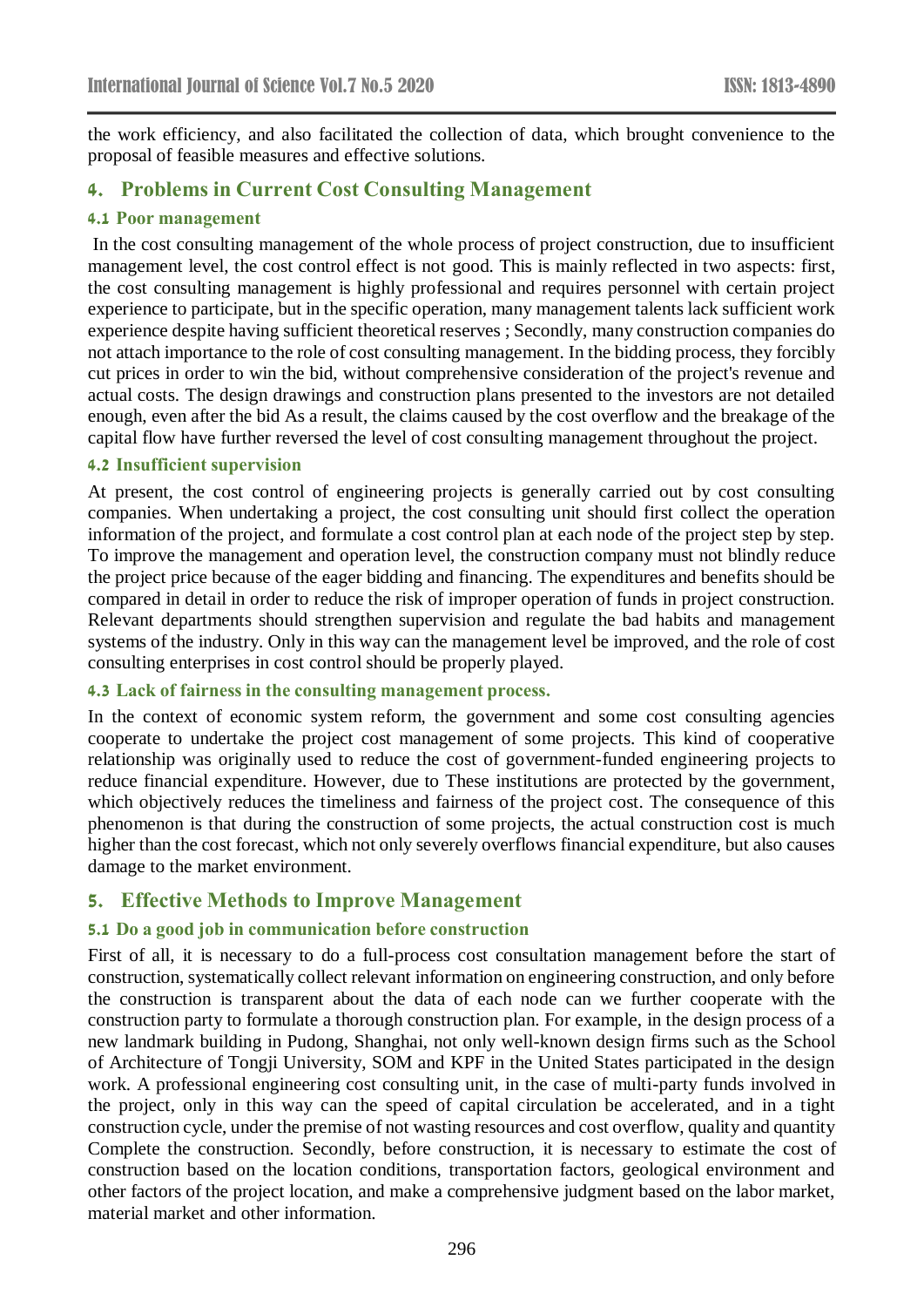the work efficiency, and also facilitated the collection of data, which brought convenience to the proposal of feasible measures and effective solutions.

## 4. Problems in Current Cost Consulting Management

### 4.1 Poor management

In the cost consulting management of the whole process of project construction, due to insufficient management level, the cost control effect is not good. This is mainly reflected in two aspects: first, the cost consulting management is highly professional and requires personnel with certain project experience to participate, but in the specific operation, many management talents lack sufficient work experience despite having sufficient theoretical reserves ; Secondly, many construction companies do not attach importance to the role of cost consulting management. In the bidding process, they forcibly cut prices in order to win the bid, without comprehensive consideration of the project's revenue and actual costs. The design drawings and construction plans presented to the investors are not detailed enough, even after the bid As a result, the claims caused by the cost overflow and the breakage of the capital flow have further reversed the level of cost consulting management throughout the project.

### 4.2 Insufficient supervision

At present, the cost control of engineering projects is generally carried out by cost consulting companies. When undertaking a project, the cost consulting unit should first collect the operation information of the project, and formulate a cost control plan at each node of the project step by step. To improve the management and operation level, the construction company must not blindly reduce the project price because of the eager bidding and financing. The expenditures and benefits should be compared in detail in order to reduce the risk of improper operation of funds in project construction. Relevant departments should strengthen supervision and regulate the bad habits and management systems of the industry. Only in this way can the management level be improved, and the role of cost consulting enterprises in cost control should be properly played.

### 4.3 Lack of fairness in the consulting management process.

In the context of economic system reform, the government and some cost consulting agencies cooperate to undertake the project cost management of some projects. This kind of cooperative relationship was originally used to reduce the cost of government-funded engineering projects to reduce financial expenditure. However, due to These institutions are protected by the government, which objectively reduces the timeliness and fairness of the project cost. The consequence of this phenomenon is that during the construction of some projects, the actual construction cost is much higher than the cost forecast, which not only severely overflows financial expenditure, but also causes damage to the market environment.

## 5. Effective Methods to Improve Management

### 5.1 Do a good job in communication before construction

First of all, it is necessary to do a full-process cost consultation management before the start of construction, systematically collect relevant information on engineering construction, and only before the construction is transparent about the data of each node can we further cooperate with the construction party to formulate a thorough construction plan. For example, in the design process of a new landmark building in Pudong, Shanghai, not only well-known design firms such as the School of Architecture of Tongji University, SOM and KPF in the United States participated in the design work. A professional engineering cost consulting unit, in the case of multi-party funds involved in the project, only in this way can the speed of capital circulation be accelerated, and in a tight construction cycle, under the premise of not wasting resources and cost overflow, quality and quantity Complete the construction. Secondly, before construction, it is necessary to estimate the cost of construction based on the location conditions, transportation factors, geological environment and other factors of the project location, and make a comprehensive judgment based on the labor market, material market and other information.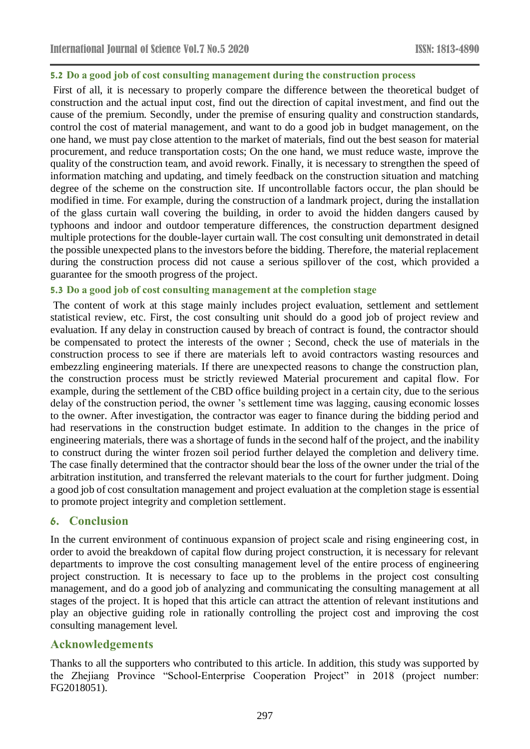### 5.2 Do a good job of cost consulting management during the construction process

First of all, it is necessary to properly compare the difference between the theoretical budget of construction and the actual input cost, find out the direction of capital investment, and find out the cause of the premium. Secondly, under the premise of ensuring quality and construction standards, control the cost of material management, and want to do a good job in budget management, on the one hand, we must pay close attention to the market of materials, find out the best season for material procurement, and reduce transportation costs; On the one hand, we must reduce waste, improve the quality of the construction team, and avoid rework. Finally, it is necessary to strengthen the speed of information matching and updating, and timely feedback on the construction situation and matching degree of the scheme on the construction site. If uncontrollable factors occur, the plan should be modified in time. For example, during the construction of a landmark project, during the installation of the glass curtain wall covering the building, in order to avoid the hidden dangers caused by typhoons and indoor and outdoor temperature differences, the construction department designed multiple protections for the double-layer curtain wall. The cost consulting unit demonstrated in detail the possible unexpected plans to the investors before the bidding. Therefore, the material replacement during the construction process did not cause a serious spillover of the cost, which provided a guarantee for the smooth progress of the project.

### 5.3 Do a good job of cost consulting management at the completion stage

The content of work at this stage mainly includes project evaluation, settlement and settlement statistical review, etc. First, the cost consulting unit should do a good job of project review and evaluation. If any delay in construction caused by breach of contract is found, the contractor should be compensated to protect the interests of the owner ; Second, check the use of materials in the construction process to see if there are materials left to avoid contractors wasting resources and embezzling engineering materials. If there are unexpected reasons to change the construction plan, the construction process must be strictly reviewed Material procurement and capital flow. For example, during the settlement of the CBD office building project in a certain city, due to the serious delay of the construction period, the owner 's settlement time was lagging, causing economic losses to the owner. After investigation, the contractor was eager to finance during the bidding period and had reservations in the construction budget estimate. In addition to the changes in the price of engineering materials, there was a shortage of funds in the second half of the project, and the inability to construct during the winter frozen soil period further delayed the completion and delivery time. The case finally determined that the contractor should bear the loss of the owner under the trial of the arbitration institution, and transferred the relevant materials to the court for further judgment. Doing a good job of cost consultation management and project evaluation at the completion stage is essential to promote project integrity and completion settlement.

## 6. Conclusion

In the current environment of continuous expansion of project scale and rising engineering cost, in order to avoid the breakdown of capital flow during project construction, it is necessary for relevant departments to improve the cost consulting management level of the entire process of engineering project construction. It is necessary to face up to the problems in the project cost consulting management, and do a good job of analyzing and communicating the consulting management at all stages of the project. It is hoped that this article can attract the attention of relevant institutions and play an objective guiding role in rationally controlling the project cost and improving the cost consulting management level.

## Acknowledgements

Thanks to all the supporters who contributed to this article. In addition, this study was supported by the Zhejiang Province "School-Enterprise Cooperation Project" in 2018 (project number: FG2018051).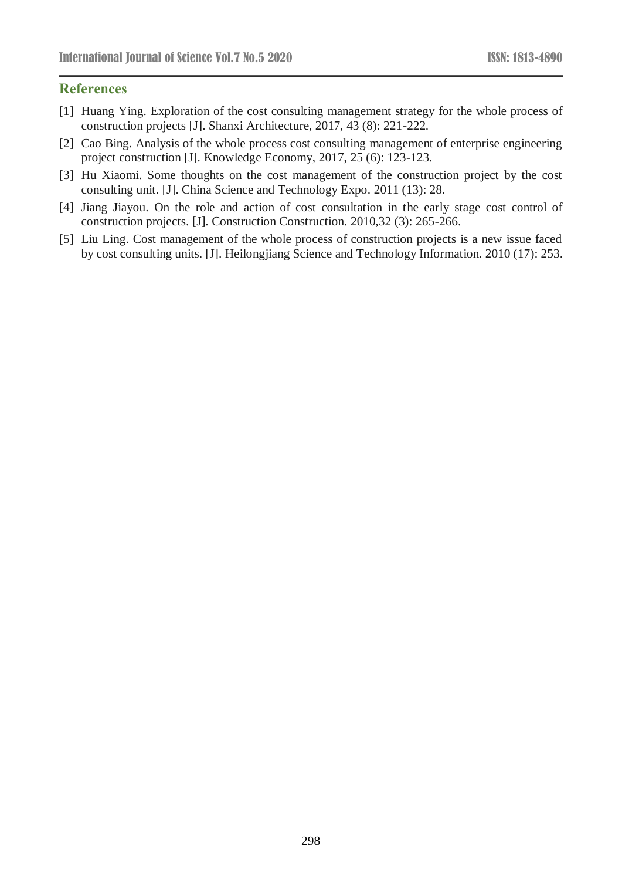## References

[1] Huang Ying. Exploration of the cost consulting management strategy for the whole process of construction projects [J]. Shanxi Architecture, 2017, 43 (8): 221-222.

[2] Cao Bing. Analysis of the whole process cost consulting management of enterprise engineering project construction [J]. Knowledge Economy, 2017, 25 (6): 123-123.

[3] Hu Xiaomi. Some thoughts on the cost management of the construction project by the cost consulting unit. [J]. China Science and Technology Expo. 2011 (13): 28.

[4] Jiang Jiayou. On the role and action of cost consultation in the early stage cost control of construction projects. [J]. Construction Construction. 2010,32 (3): 265-266.

[5] Liu Ling. Cost management of the whole process of construction projects is a new issue faced by cost consulting units. [J]. Heilongjiang Science and Technology Information. 2010 (17): 253.